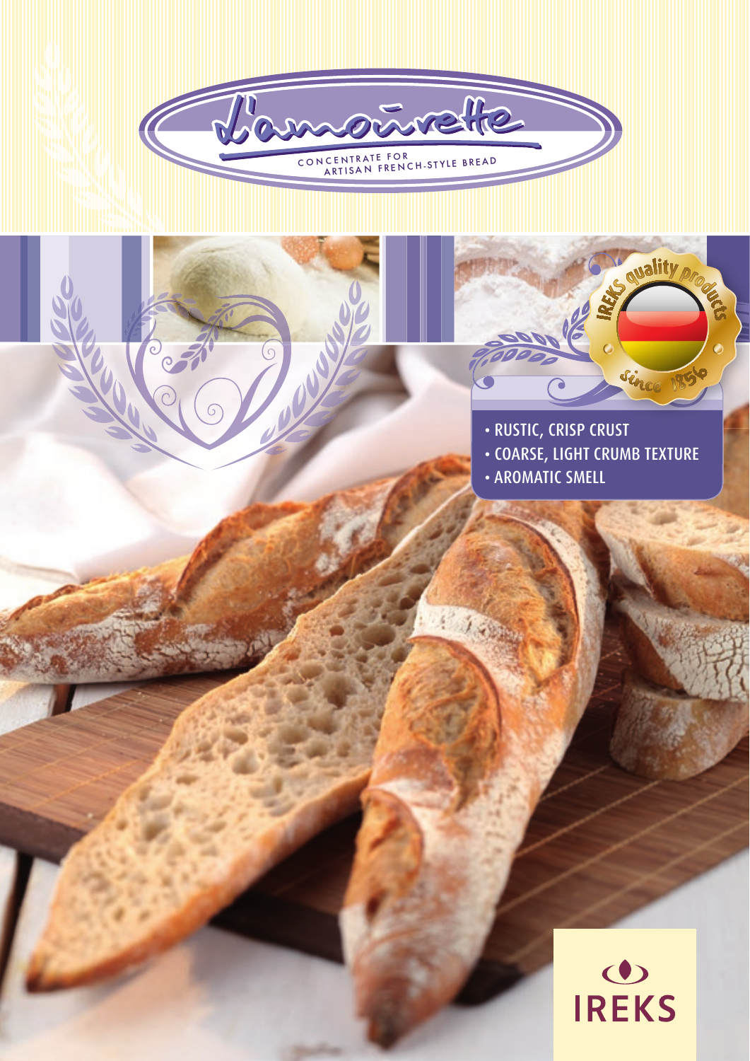# L'amourette

CONCENTRATE FOR ARTISAN FRENCH-STYLE BREAD

IREKS quality products since 1856

- RUSTIC, CRISP CRUST
- COARSE, LIGHT CRUMB TEXTURE
- AROMATIC SMELL

IREKS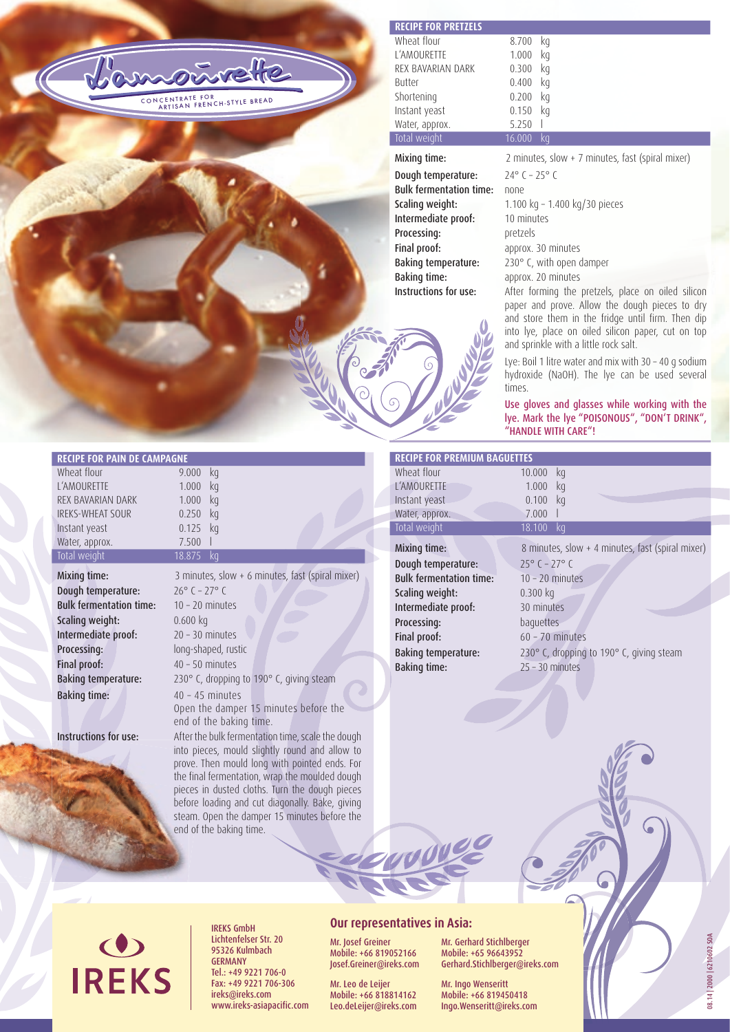L'amourette

CONCENTRATE FOR ARTISAN FRENCH-STYLE BREAD

## RECIPE FOR PRETZELS

| | |
|---|---|
| Wheat flour | 8.700 kg |
| L'AMOURETTE | 1.000 kg |
| REX BAVARIAN DARK | 0.300 kg |
| Butter | 0.400 kg |
| Shortening | 0.200 kg |
| Instant yeast | 0.150 kg |
| Water, approx. | 5.250 l |
| Total weight | 16.000 kg |

**Mixing time:** 2 minutes, slow + 7 minutes, fast (spiral mixer)
**Dough temperature:** 24° C – 25° C
**Bulk fermentation time:** none
**Scaling weight:** 1.100 kg – 1.400 kg/30 pieces
**Intermediate proof:** 10 minutes
**Processing:** pretzels
**Final proof:** approx. 30 minutes
**Baking temperature:** 230° C, with open damper
**Baking time:** approx. 20 minutes
**Instructions for use:** After forming the pretzels, place on oiled silicon paper and prove. Allow the dough pieces to dry and store them in the fridge until firm. Then dip into lye, place on oiled silicon paper, cut on top and sprinkle with a little rock salt.

Lye: Boil 1 litre water and mix with 30 – 40 g sodium hydroxide (NaOH). The lye can be used several times.

Use gloves and glasses while working with the lye. Mark the lye "POISONOUS", "DON'T DRINK", "HANDLE WITH CARE"!

## RECIPE FOR PAIN DE CAMPAGNE

| | |
|---|---|
| Wheat flour | 9.000 kg |
| L'AMOURETTE | 1.000 kg |
| REX BAVARIAN DARK | 1.000 kg |
| IREKS-WHEAT SOUR | 0.250 kg |
| Instant yeast | 0.125 kg |
| Water, approx. | 7.500 l |
| Total weight | 18.875 kg |

**Mixing time:** 3 minutes, slow + 6 minutes, fast (spiral mixer)
**Dough temperature:** 26° C – 27° C
**Bulk fermentation time:** 10 – 20 minutes
**Scaling weight:** 0.600 kg
**Intermediate proof:** 20 – 30 minutes
**Processing:** long-shaped, rustic
**Final proof:** 40 – 50 minutes
**Baking temperature:** 230° C, dropping to 190° C, giving steam
**Baking time:** 40 – 45 minutes
Open the damper 15 minutes before the end of the baking time.
**Instructions for use:** After the bulk fermentation time, scale the dough into pieces, mould slightly round and allow to prove. Then mould long with pointed ends. For the final fermentation, wrap the moulded dough pieces in dusted cloths. Turn the dough pieces before loading and cut diagonally. Bake, giving steam. Open the damper 15 minutes before the end of the baking time.

## RECIPE FOR PREMIUM BAGUETTES

| | |
|---|---|
| Wheat flour | 10.000 kg |
| L'AMOURETTE | 1.000 kg |
| Instant yeast | 0.100 kg |
| Water, approx. | 7.000 l |
| Total weight | 18.100 kg |

**Mixing time:** 8 minutes, slow + 4 minutes, fast (spiral mixer)
**Dough temperature:** 25° C – 27° C
**Bulk fermentation time:** 10 – 20 minutes
**Scaling weight:** 0.300 kg
**Intermediate proof:** 30 minutes
**Processing:** baguettes
**Final proof:** 60 – 70 minutes
**Baking temperature:** 230° C, dropping to 190° C, giving steam
**Baking time:** 25 – 30 minutes

IREKS

IREKS GmbH
Lichtenfelser Str. 20
95326 Kulmbach
GERMANY
Tel.: +49 9221 706-0
Fax: +49 9221 706-306
ireks@ireks.com
www.ireks-asiapacific.com

## Our representatives in Asia:

Mr. Josef Greiner
Mobile: +66 819052166
Josef.Greiner@ireks.com

Mr. Gerhard Stichlberger
Mobile: +65 96643952
Gerhard.Stichlberger@ireks.com

Mr. Leo de Leijer
Mobile: +66 818814162
Leo.deLeijer@ireks.com

Mr. Ingo Wenseritt
Mobile: +66 819450418
Ingo.Wenseritt@ireks.com

08.14 | 2000 | 6210602 SOA